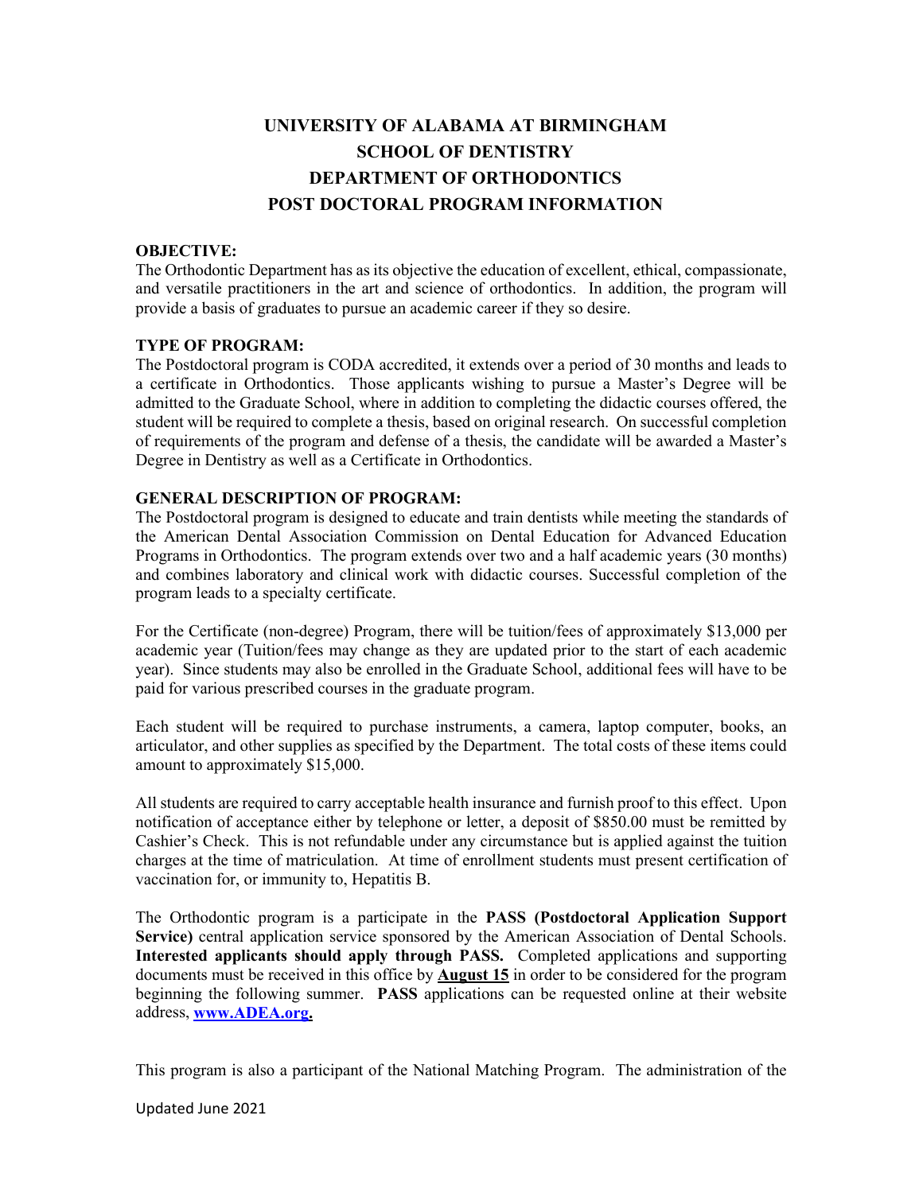# UNIVERSITY OF ALABAMA AT BIRMINGHAM
# SCHOOL OF DENTISTRY
# DEPARTMENT OF ORTHODONTICS
# POST DOCTORAL PROGRAM INFORMATION

**OBJECTIVE:**
The Orthodontic Department has as its objective the education of excellent, ethical, compassionate, and versatile practitioners in the art and science of orthodontics. In addition, the program will provide a basis of graduates to pursue an academic career if they so desire.

**TYPE OF PROGRAM:**
The Postdoctoral program is CODA accredited, it extends over a period of 30 months and leads to a certificate in Orthodontics. Those applicants wishing to pursue a Master's Degree will be admitted to the Graduate School, where in addition to completing the didactic courses offered, the student will be required to complete a thesis, based on original research. On successful completion of requirements of the program and defense of a thesis, the candidate will be awarded a Master's Degree in Dentistry as well as a Certificate in Orthodontics.

**GENERAL DESCRIPTION OF PROGRAM:**
The Postdoctoral program is designed to educate and train dentists while meeting the standards of the American Dental Association Commission on Dental Education for Advanced Education Programs in Orthodontics. The program extends over two and a half academic years (30 months) and combines laboratory and clinical work with didactic courses. Successful completion of the program leads to a specialty certificate.

For the Certificate (non-degree) Program, there will be tuition/fees of approximately $13,000 per academic year (Tuition/fees may change as they are updated prior to the start of each academic year). Since students may also be enrolled in the Graduate School, additional fees will have to be paid for various prescribed courses in the graduate program.

Each student will be required to purchase instruments, a camera, laptop computer, books, an articulator, and other supplies as specified by the Department. The total costs of these items could amount to approximately $15,000.

All students are required to carry acceptable health insurance and furnish proof to this effect. Upon notification of acceptance either by telephone or letter, a deposit of $850.00 must be remitted by Cashier's Check. This is not refundable under any circumstance but is applied against the tuition charges at the time of matriculation. At time of enrollment students must present certification of vaccination for, or immunity to, Hepatitis B.

The Orthodontic program is a participate in the **PASS (Postdoctoral Application Support Service)** central application service sponsored by the American Association of Dental Schools. **Interested applicants should apply through PASS.** Completed applications and supporting documents must be received in this office by **August 15** in order to be considered for the program beginning the following summer. **PASS** applications can be requested online at their website address, **www.ADEA.org.**

This program is also a participant of the National Matching Program. The administration of the

Updated June 2021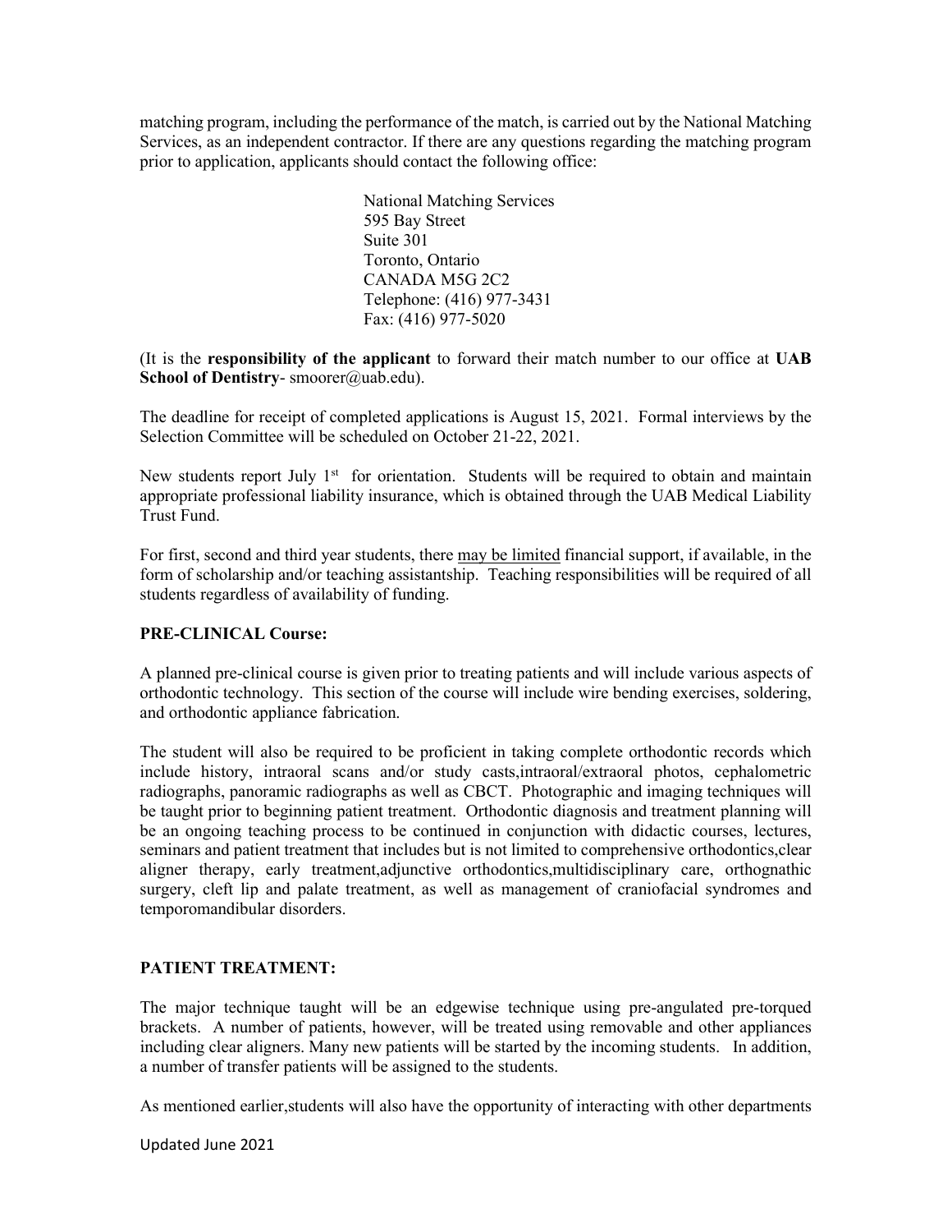matching program, including the performance of the match, is carried out by the National Matching Services, as an independent contractor. If there are any questions regarding the matching program prior to application, applicants should contact the following office:

> National Matching Services
> 595 Bay Street
> Suite 301
> Toronto, Ontario
> CANADA M5G 2C2
> Telephone: (416) 977-3431
> Fax: (416) 977-5020

(It is the **responsibility of the applicant** to forward their match number to our office at **UAB School of Dentistry**- smoorer@uab.edu).

The deadline for receipt of completed applications is August 15, 2021. Formal interviews by the Selection Committee will be scheduled on October 21-22, 2021.

New students report July 1st for orientation. Students will be required to obtain and maintain appropriate professional liability insurance, which is obtained through the UAB Medical Liability Trust Fund.

For first, second and third year students, there may be limited financial support, if available, in the form of scholarship and/or teaching assistantship. Teaching responsibilities will be required of all students regardless of availability of funding.

**PRE-CLINICAL Course:**

A planned pre-clinical course is given prior to treating patients and will include various aspects of orthodontic technology. This section of the course will include wire bending exercises, soldering, and orthodontic appliance fabrication.

The student will also be required to be proficient in taking complete orthodontic records which include history, intraoral scans and/or study casts,intraoral/extraoral photos, cephalometric radiographs, panoramic radiographs as well as CBCT. Photographic and imaging techniques will be taught prior to beginning patient treatment. Orthodontic diagnosis and treatment planning will be an ongoing teaching process to be continued in conjunction with didactic courses, lectures, seminars and patient treatment that includes but is not limited to comprehensive orthodontics,clear aligner therapy, early treatment,adjunctive orthodontics,multidisciplinary care, orthognathic surgery, cleft lip and palate treatment, as well as management of craniofacial syndromes and temporomandibular disorders.

**PATIENT TREATMENT:**

The major technique taught will be an edgewise technique using pre-angulated pre-torqued brackets. A number of patients, however, will be treated using removable and other appliances including clear aligners. Many new patients will be started by the incoming students. In addition, a number of transfer patients will be assigned to the students.

As mentioned earlier,students will also have the opportunity of interacting with other departments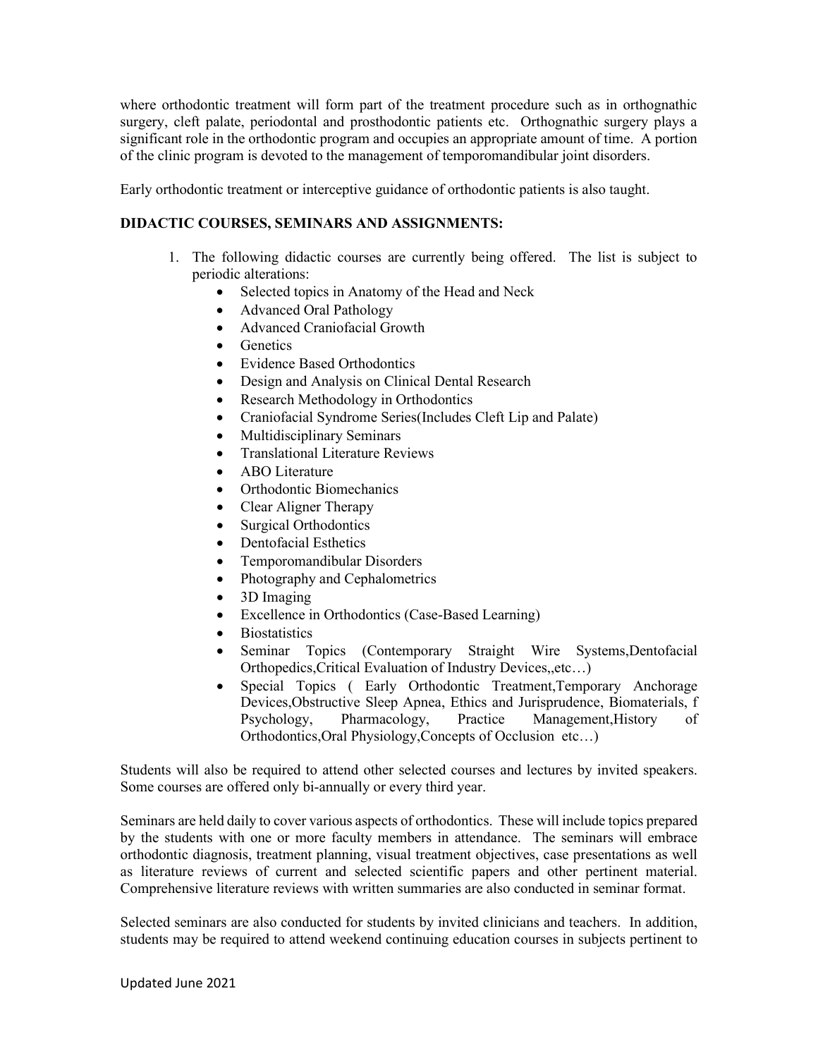where orthodontic treatment will form part of the treatment procedure such as in orthognathic surgery, cleft palate, periodontal and prosthodontic patients etc. Orthognathic surgery plays a significant role in the orthodontic program and occupies an appropriate amount of time. A portion of the clinic program is devoted to the management of temporomandibular joint disorders.

Early orthodontic treatment or interceptive guidance of orthodontic patients is also taught.

**DIDACTIC COURSES, SEMINARS AND ASSIGNMENTS:**

1. The following didactic courses are currently being offered. The list is subject to periodic alterations:
   - Selected topics in Anatomy of the Head and Neck
   - Advanced Oral Pathology
   - Advanced Craniofacial Growth
   - Genetics
   - Evidence Based Orthodontics
   - Design and Analysis on Clinical Dental Research
   - Research Methodology in Orthodontics
   - Craniofacial Syndrome Series(Includes Cleft Lip and Palate)
   - Multidisciplinary Seminars
   - Translational Literature Reviews
   - ABO Literature
   - Orthodontic Biomechanics
   - Clear Aligner Therapy
   - Surgical Orthodontics
   - Dentofacial Esthetics
   - Temporomandibular Disorders
   - Photography and Cephalometrics
   - 3D Imaging
   - Excellence in Orthodontics (Case-Based Learning)
   - Biostatistics
   - Seminar Topics (Contemporary Straight Wire Systems,Dentofacial Orthopedics,Critical Evaluation of Industry Devices,,etc…)
   - Special Topics ( Early Orthodontic Treatment,Temporary Anchorage Devices,Obstructive Sleep Apnea, Ethics and Jurisprudence, Biomaterials, f Psychology, Pharmacology, Practice Management,History of Orthodontics,Oral Physiology,Concepts of Occlusion etc…)

Students will also be required to attend other selected courses and lectures by invited speakers. Some courses are offered only bi-annually or every third year.

Seminars are held daily to cover various aspects of orthodontics. These will include topics prepared by the students with one or more faculty members in attendance. The seminars will embrace orthodontic diagnosis, treatment planning, visual treatment objectives, case presentations as well as literature reviews of current and selected scientific papers and other pertinent material. Comprehensive literature reviews with written summaries are also conducted in seminar format.

Selected seminars are also conducted for students by invited clinicians and teachers. In addition, students may be required to attend weekend continuing education courses in subjects pertinent to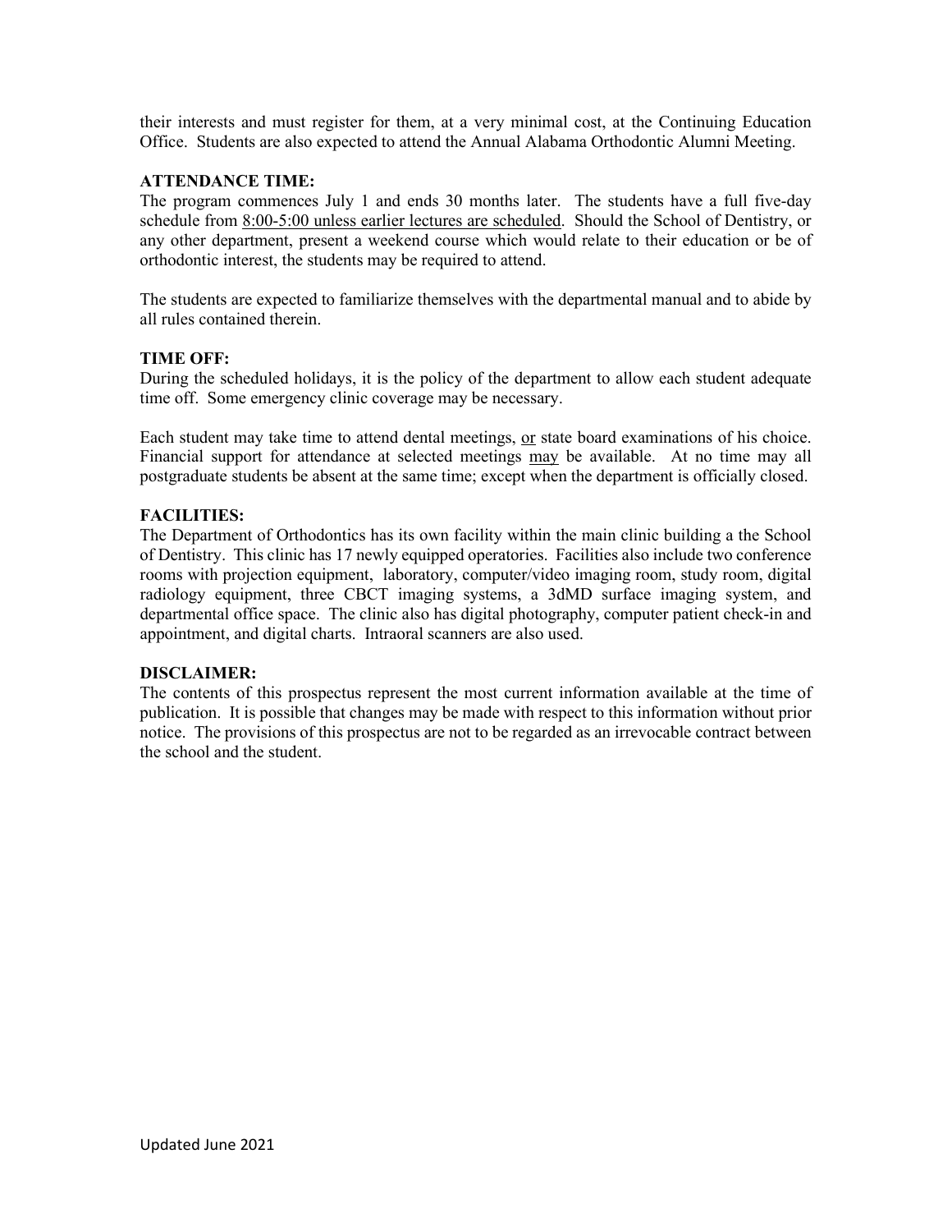their interests and must register for them, at a very minimal cost, at the Continuing Education Office. Students are also expected to attend the Annual Alabama Orthodontic Alumni Meeting.

**ATTENDANCE TIME:**

The program commences July 1 and ends 30 months later. The students have a full five-day schedule from <u>8:00-5:00 unless earlier lectures are scheduled</u>. Should the School of Dentistry, or any other department, present a weekend course which would relate to their education or be of orthodontic interest, the students may be required to attend.

The students are expected to familiarize themselves with the departmental manual and to abide by all rules contained therein.

**TIME OFF:**

During the scheduled holidays, it is the policy of the department to allow each student adequate time off. Some emergency clinic coverage may be necessary.

Each student may take time to attend dental meetings, <u>or</u> state board examinations of his choice. Financial support for attendance at selected meetings <u>may</u> be available. At no time may all postgraduate students be absent at the same time; except when the department is officially closed.

**FACILITIES:**

The Department of Orthodontics has its own facility within the main clinic building a the School of Dentistry. This clinic has 17 newly equipped operatories. Facilities also include two conference rooms with projection equipment, laboratory, computer/video imaging room, study room, digital radiology equipment, three CBCT imaging systems, a 3dMD surface imaging system, and departmental office space. The clinic also has digital photography, computer patient check-in and appointment, and digital charts. Intraoral scanners are also used.

**DISCLAIMER:**

The contents of this prospectus represent the most current information available at the time of publication. It is possible that changes may be made with respect to this information without prior notice. The provisions of this prospectus are not to be regarded as an irrevocable contract between the school and the student.

Updated June 2021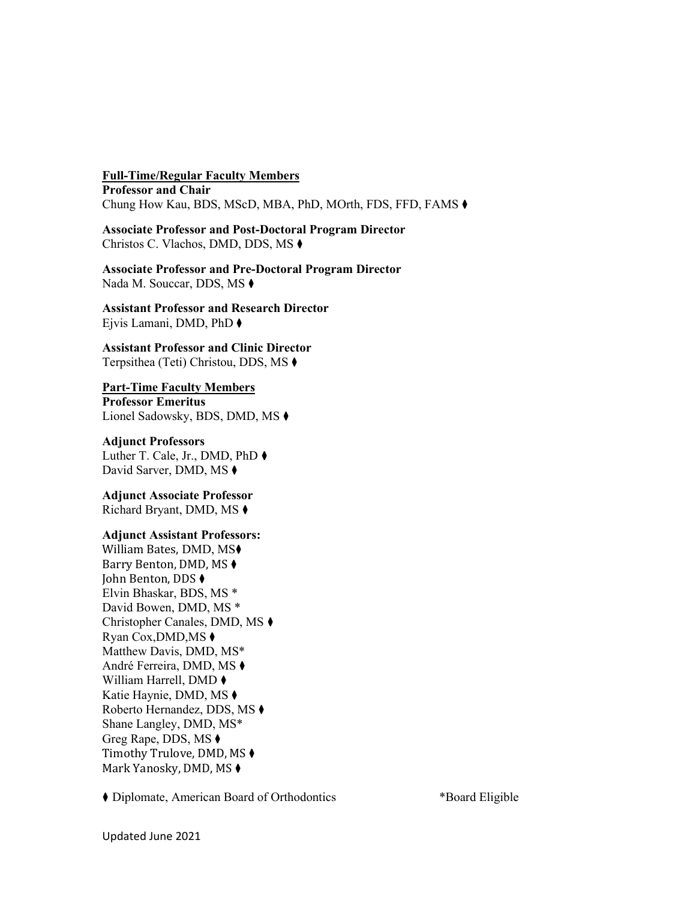**Full-Time/Regular Faculty Members**

**Professor and Chair**
Chung How Kau, BDS, MScD, MBA, PhD, MOrth, FDS, FFD, FAMS ⧫

**Associate Professor and Post-Doctoral Program Director**
Christos C. Vlachos, DMD, DDS, MS ⧫

**Associate Professor and Pre-Doctoral Program Director**
Nada M. Souccar, DDS, MS ⧫

**Assistant Professor and Research Director**
Ejvis Lamani, DMD, PhD ⧫

**Assistant Professor and Clinic Director**
Terpsithea (Teti) Christou, DDS, MS ⧫

**Part-Time Faculty Members**

**Professor Emeritus**
Lionel Sadowsky, BDS, DMD, MS ⧫

**Adjunct Professors**
Luther T. Cale, Jr., DMD, PhD ⧫
David Sarver, DMD, MS ⧫

**Adjunct Associate Professor**
Richard Bryant, DMD, MS ⧫

**Adjunct Assistant Professors:**
William Bates, DMD, MS⧫
Barry Benton, DMD, MS ⧫
John Benton, DDS ⧫
Elvin Bhaskar, BDS, MS *
David Bowen, DMD, MS *
Christopher Canales, DMD, MS ⧫
Ryan Cox,DMD,MS ⧫
Matthew Davis, DMD, MS*
André Ferreira, DMD, MS ⧫
William Harrell, DMD ⧫
Katie Haynie, DMD, MS ⧫
Roberto Hernandez, DDS, MS ⧫
Shane Langley, DMD, MS*
Greg Rape, DDS, MS ⧫
Timothy Trulove, DMD, MS ⧫
Mark Yanosky, DMD, MS ⧫

⧫ Diplomate, American Board of Orthodontics *Board Eligible

Updated June 2021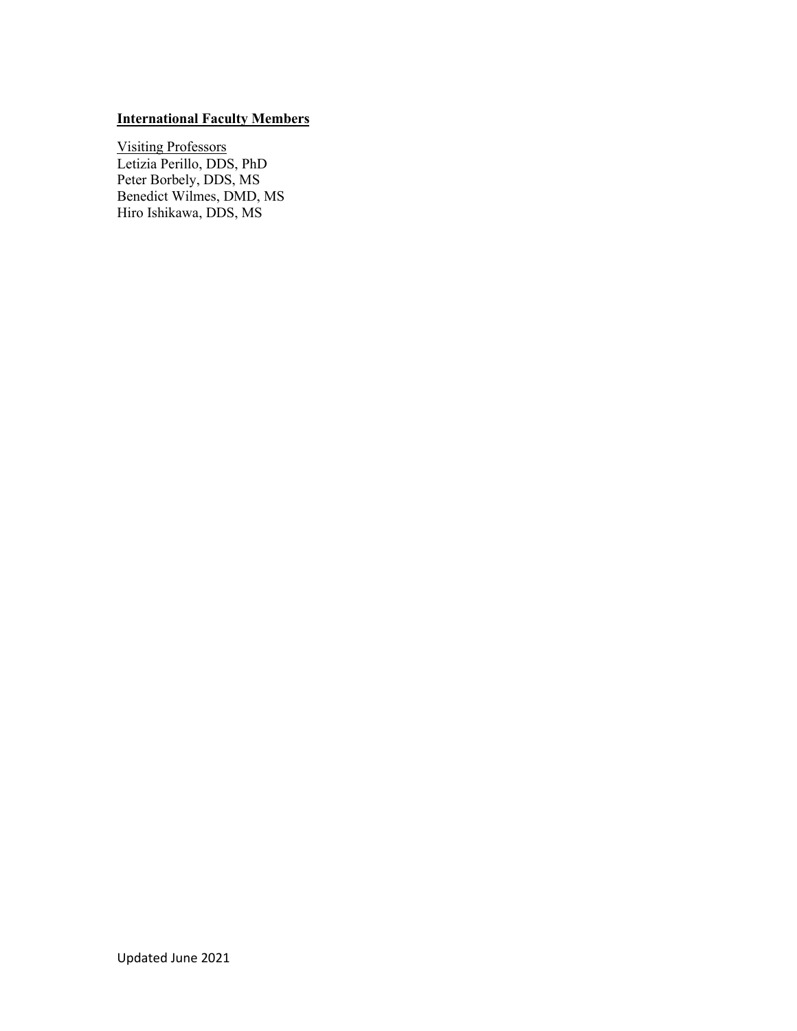**International Faculty Members**

Visiting Professors

Letizia Perillo, DDS, PhD
Peter Borbely, DDS, MS
Benedict Wilmes, DMD, MS
Hiro Ishikawa, DDS, MS

Updated June 2021